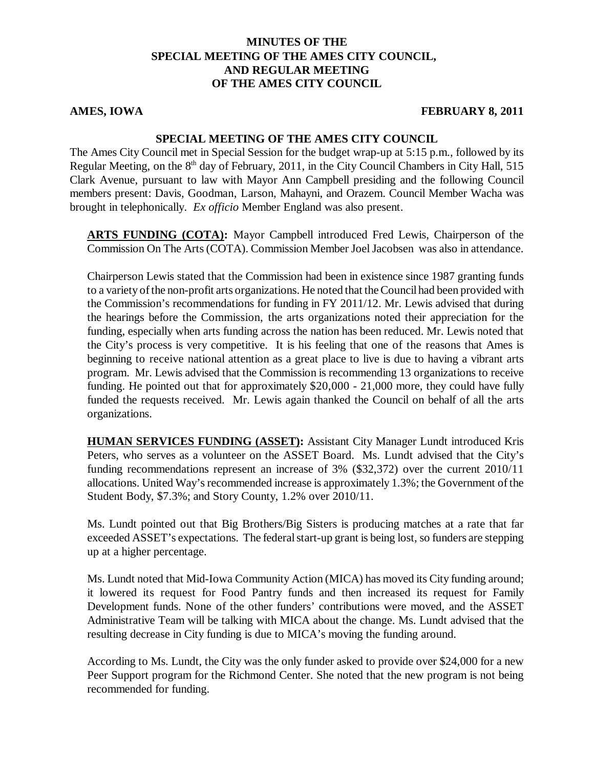# MINUTES OF THE SPECIAL MEETING OF THE AMES CITY COUNCIL, AND REGULAR MEETING OF THE AMES CITY COUNCIL

**AMES, IOWA** **FEBRUARY 8, 2011**

## SPECIAL MEETING OF THE AMES CITY COUNCIL

The Ames City Council met in Special Session for the budget wrap-up at 5:15 p.m., followed by its Regular Meeting, on the 8th day of February, 2011, in the City Council Chambers in City Hall, 515 Clark Avenue, pursuant to law with Mayor Ann Campbell presiding and the following Council members present: Davis, Goodman, Larson, Mahayni, and Orazem. Council Member Wacha was brought in telephonically. *Ex officio* Member England was also present.

**ARTS FUNDING (COTA):** Mayor Campbell introduced Fred Lewis, Chairperson of the Commission On The Arts (COTA). Commission Member Joel Jacobsen was also in attendance.

Chairperson Lewis stated that the Commission had been in existence since 1987 granting funds to a variety of the non-profit arts organizations. He noted that the Council had been provided with the Commission's recommendations for funding in FY 2011/12. Mr. Lewis advised that during the hearings before the Commission, the arts organizations noted their appreciation for the funding, especially when arts funding across the nation has been reduced. Mr. Lewis noted that the City's process is very competitive. It is his feeling that one of the reasons that Ames is beginning to receive national attention as a great place to live is due to having a vibrant arts program. Mr. Lewis advised that the Commission is recommending 13 organizations to receive funding. He pointed out that for approximately $20,000 - 21,000 more, they could have fully funded the requests received. Mr. Lewis again thanked the Council on behalf of all the arts organizations.

**HUMAN SERVICES FUNDING (ASSET):** Assistant City Manager Lundt introduced Kris Peters, who serves as a volunteer on the ASSET Board. Ms. Lundt advised that the City's funding recommendations represent an increase of 3% ($32,372) over the current 2010/11 allocations. United Way's recommended increase is approximately 1.3%; the Government of the Student Body, $7.3%; and Story County, 1.2% over 2010/11.

Ms. Lundt pointed out that Big Brothers/Big Sisters is producing matches at a rate that far exceeded ASSET's expectations. The federal start-up grant is being lost, so funders are stepping up at a higher percentage.

Ms. Lundt noted that Mid-Iowa Community Action (MICA) has moved its City funding around; it lowered its request for Food Pantry funds and then increased its request for Family Development funds. None of the other funders' contributions were moved, and the ASSET Administrative Team will be talking with MICA about the change. Ms. Lundt advised that the resulting decrease in City funding is due to MICA's moving the funding around.

According to Ms. Lundt, the City was the only funder asked to provide over $24,000 for a new Peer Support program for the Richmond Center. She noted that the new program is not being recommended for funding.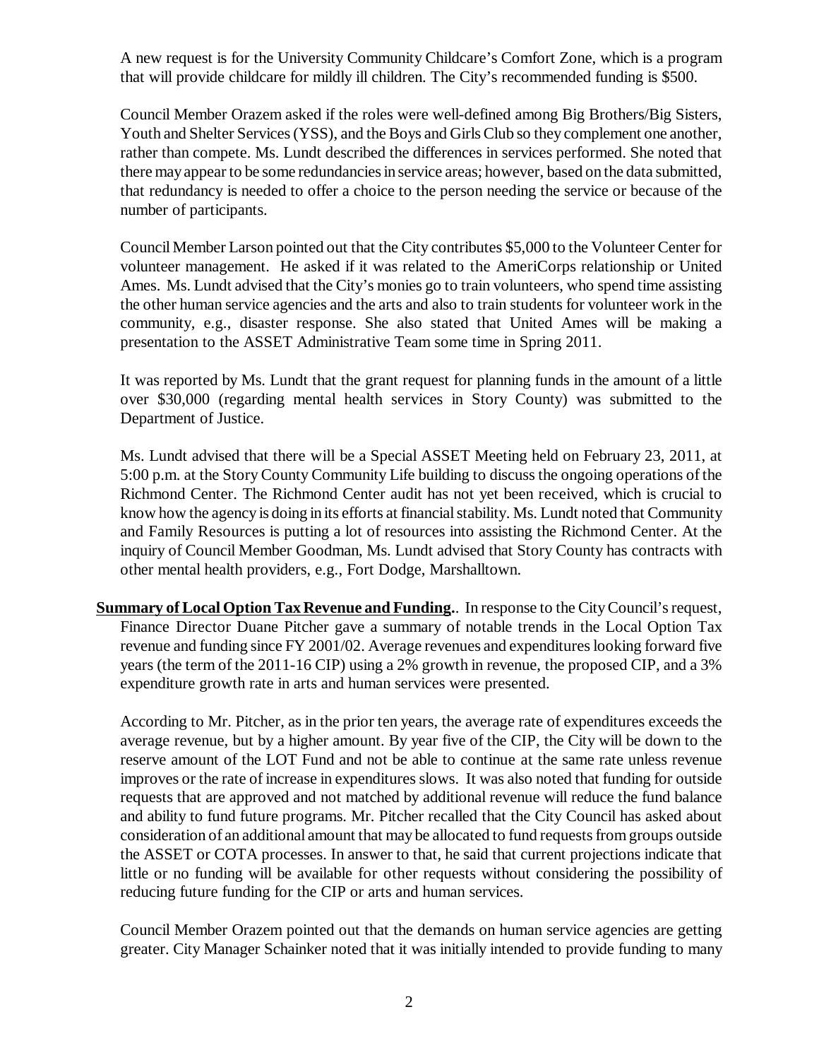A new request is for the University Community Childcare's Comfort Zone, which is a program that will provide childcare for mildly ill children. The City's recommended funding is $500.

Council Member Orazem asked if the roles were well-defined among Big Brothers/Big Sisters, Youth and Shelter Services (YSS), and the Boys and Girls Club so they complement one another, rather than compete. Ms. Lundt described the differences in services performed. She noted that there may appear to be some redundancies in service areas; however, based on the data submitted, that redundancy is needed to offer a choice to the person needing the service or because of the number of participants.

Council Member Larson pointed out that the City contributes $5,000 to the Volunteer Center for volunteer management. He asked if it was related to the AmeriCorps relationship or United Ames. Ms. Lundt advised that the City's monies go to train volunteers, who spend time assisting the other human service agencies and the arts and also to train students for volunteer work in the community, e.g., disaster response. She also stated that United Ames will be making a presentation to the ASSET Administrative Team some time in Spring 2011.

It was reported by Ms. Lundt that the grant request for planning funds in the amount of a little over $30,000 (regarding mental health services in Story County) was submitted to the Department of Justice.

Ms. Lundt advised that there will be a Special ASSET Meeting held on February 23, 2011, at 5:00 p.m. at the Story County Community Life building to discuss the ongoing operations of the Richmond Center. The Richmond Center audit has not yet been received, which is crucial to know how the agency is doing in its efforts at financial stability. Ms. Lundt noted that Community and Family Resources is putting a lot of resources into assisting the Richmond Center. At the inquiry of Council Member Goodman, Ms. Lundt advised that Story County has contracts with other mental health providers, e.g., Fort Dodge, Marshalltown.

**Summary of Local Option Tax Revenue and Funding.**. In response to the City Council's request, Finance Director Duane Pitcher gave a summary of notable trends in the Local Option Tax revenue and funding since FY 2001/02. Average revenues and expenditures looking forward five years (the term of the 2011-16 CIP) using a 2% growth in revenue, the proposed CIP, and a 3% expenditure growth rate in arts and human services were presented.

According to Mr. Pitcher, as in the prior ten years, the average rate of expenditures exceeds the average revenue, but by a higher amount. By year five of the CIP, the City will be down to the reserve amount of the LOT Fund and not be able to continue at the same rate unless revenue improves or the rate of increase in expenditures slows. It was also noted that funding for outside requests that are approved and not matched by additional revenue will reduce the fund balance and ability to fund future programs. Mr. Pitcher recalled that the City Council has asked about consideration of an additional amount that may be allocated to fund requests from groups outside the ASSET or COTA processes. In answer to that, he said that current projections indicate that little or no funding will be available for other requests without considering the possibility of reducing future funding for the CIP or arts and human services.

Council Member Orazem pointed out that the demands on human service agencies are getting greater. City Manager Schainker noted that it was initially intended to provide funding to many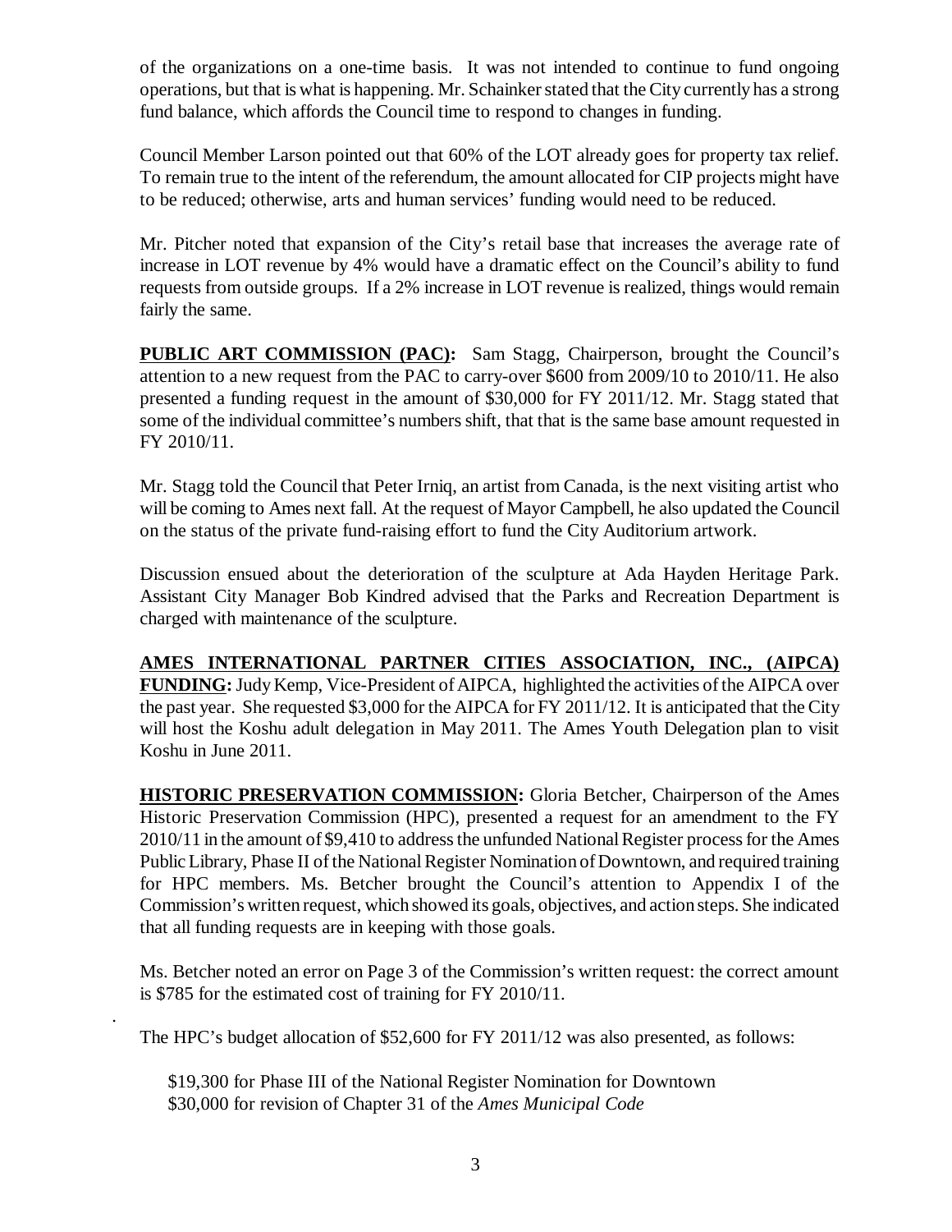of the organizations on a one-time basis. It was not intended to continue to fund ongoing operations, but that is what is happening. Mr. Schainker stated that the City currently has a strong fund balance, which affords the Council time to respond to changes in funding.

Council Member Larson pointed out that 60% of the LOT already goes for property tax relief. To remain true to the intent of the referendum, the amount allocated for CIP projects might have to be reduced; otherwise, arts and human services' funding would need to be reduced.

Mr. Pitcher noted that expansion of the City's retail base that increases the average rate of increase in LOT revenue by 4% would have a dramatic effect on the Council's ability to fund requests from outside groups. If a 2% increase in LOT revenue is realized, things would remain fairly the same.

**PUBLIC ART COMMISSION (PAC):** Sam Stagg, Chairperson, brought the Council's attention to a new request from the PAC to carry-over $600 from 2009/10 to 2010/11. He also presented a funding request in the amount of $30,000 for FY 2011/12. Mr. Stagg stated that some of the individual committee's numbers shift, that that is the same base amount requested in FY 2010/11.

Mr. Stagg told the Council that Peter Irniq, an artist from Canada, is the next visiting artist who will be coming to Ames next fall. At the request of Mayor Campbell, he also updated the Council on the status of the private fund-raising effort to fund the City Auditorium artwork.

Discussion ensued about the deterioration of the sculpture at Ada Hayden Heritage Park. Assistant City Manager Bob Kindred advised that the Parks and Recreation Department is charged with maintenance of the sculpture.

**AMES INTERNATIONAL PARTNER CITIES ASSOCIATION, INC., (AIPCA) FUNDING:** Judy Kemp, Vice-President of AIPCA, highlighted the activities of the AIPCA over the past year. She requested $3,000 for the AIPCA for FY 2011/12. It is anticipated that the City will host the Koshu adult delegation in May 2011. The Ames Youth Delegation plan to visit Koshu in June 2011.

**HISTORIC PRESERVATION COMMISSION:** Gloria Betcher, Chairperson of the Ames Historic Preservation Commission (HPC), presented a request for an amendment to the FY 2010/11 in the amount of $9,410 to address the unfunded National Register process for the Ames Public Library, Phase II of the National Register Nomination of Downtown, and required training for HPC members. Ms. Betcher brought the Council's attention to Appendix I of the Commission's written request, which showed its goals, objectives, and action steps. She indicated that all funding requests are in keeping with those goals.

Ms. Betcher noted an error on Page 3 of the Commission's written request: the correct amount is $785 for the estimated cost of training for FY 2010/11.

The HPC's budget allocation of $52,600 for FY 2011/12 was also presented, as follows:

$19,300 for Phase III of the National Register Nomination for Downtown
$30,000 for revision of Chapter 31 of the *Ames Municipal Code*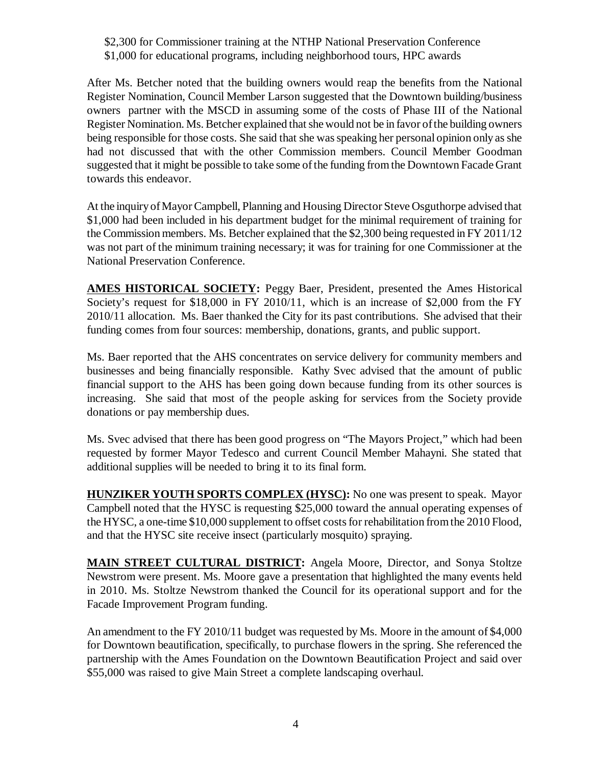$2,300 for Commissioner training at the NTHP National Preservation Conference
$1,000 for educational programs, including neighborhood tours, HPC awards

After Ms. Betcher noted that the building owners would reap the benefits from the National Register Nomination, Council Member Larson suggested that the Downtown building/business owners partner with the MSCD in assuming some of the costs of Phase III of the National Register Nomination. Ms. Betcher explained that she would not be in favor of the building owners being responsible for those costs. She said that she was speaking her personal opinion only as she had not discussed that with the other Commission members. Council Member Goodman suggested that it might be possible to take some of the funding from the Downtown Facade Grant towards this endeavor.

At the inquiry of Mayor Campbell, Planning and Housing Director Steve Osguthorpe advised that $1,000 had been included in his department budget for the minimal requirement of training for the Commission members. Ms. Betcher explained that the $2,300 being requested in FY 2011/12 was not part of the minimum training necessary; it was for training for one Commissioner at the National Preservation Conference.

**AMES HISTORICAL SOCIETY:** Peggy Baer, President, presented the Ames Historical Society's request for $18,000 in FY 2010/11, which is an increase of $2,000 from the FY 2010/11 allocation. Ms. Baer thanked the City for its past contributions. She advised that their funding comes from four sources: membership, donations, grants, and public support.

Ms. Baer reported that the AHS concentrates on service delivery for community members and businesses and being financially responsible. Kathy Svec advised that the amount of public financial support to the AHS has been going down because funding from its other sources is increasing. She said that most of the people asking for services from the Society provide donations or pay membership dues.

Ms. Svec advised that there has been good progress on "The Mayors Project," which had been requested by former Mayor Tedesco and current Council Member Mahayni. She stated that additional supplies will be needed to bring it to its final form.

**HUNZIKER YOUTH SPORTS COMPLEX (HYSC):** No one was present to speak. Mayor Campbell noted that the HYSC is requesting $25,000 toward the annual operating expenses of the HYSC, a one-time $10,000 supplement to offset costs for rehabilitation from the 2010 Flood, and that the HYSC site receive insect (particularly mosquito) spraying.

**MAIN STREET CULTURAL DISTRICT:** Angela Moore, Director, and Sonya Stoltze Newstrom were present. Ms. Moore gave a presentation that highlighted the many events held in 2010. Ms. Stoltze Newstrom thanked the Council for its operational support and for the Facade Improvement Program funding.

An amendment to the FY 2010/11 budget was requested by Ms. Moore in the amount of $4,000 for Downtown beautification, specifically, to purchase flowers in the spring. She referenced the partnership with the Ames Foundation on the Downtown Beautification Project and said over $55,000 was raised to give Main Street a complete landscaping overhaul.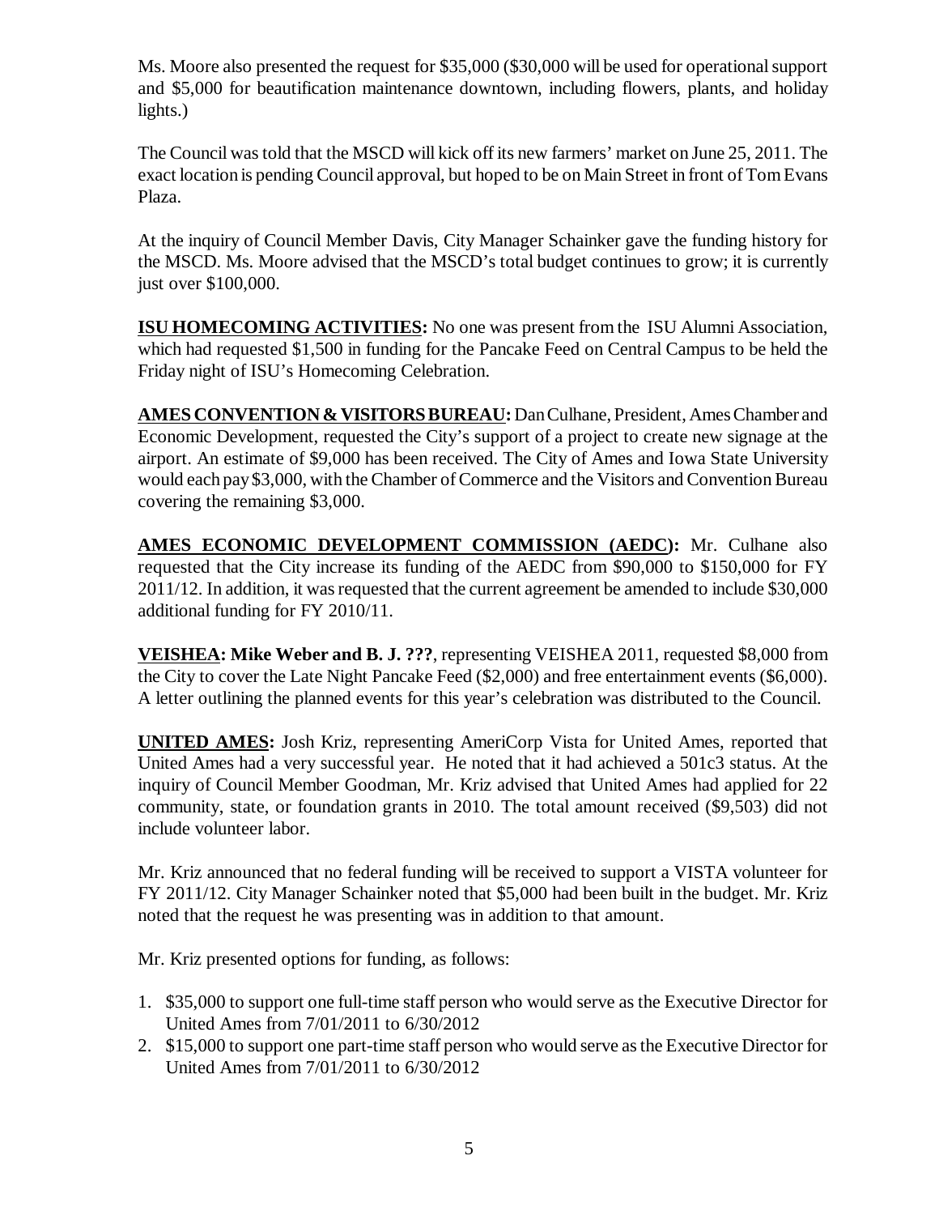Ms. Moore also presented the request for $35,000 ($30,000 will be used for operational support and $5,000 for beautification maintenance downtown, including flowers, plants, and holiday lights.)

The Council was told that the MSCD will kick off its new farmers' market on June 25, 2011. The exact location is pending Council approval, but hoped to be on Main Street in front of Tom Evans Plaza.

At the inquiry of Council Member Davis, City Manager Schainker gave the funding history for the MSCD. Ms. Moore advised that the MSCD's total budget continues to grow; it is currently just over $100,000.

**ISU HOMECOMING ACTIVITIES:** No one was present from the ISU Alumni Association, which had requested $1,500 in funding for the Pancake Feed on Central Campus to be held the Friday night of ISU's Homecoming Celebration.

**AMES CONVENTION & VISITORS BUREAU:** Dan Culhane, President, Ames Chamber and Economic Development, requested the City's support of a project to create new signage at the airport. An estimate of $9,000 has been received. The City of Ames and Iowa State University would each pay $3,000, with the Chamber of Commerce and the Visitors and Convention Bureau covering the remaining $3,000.

**AMES ECONOMIC DEVELOPMENT COMMISSION (AEDC):** Mr. Culhane also requested that the City increase its funding of the AEDC from $90,000 to $150,000 for FY 2011/12. In addition, it was requested that the current agreement be amended to include $30,000 additional funding for FY 2010/11.

**VEISHEA: Mike Weber and B. J. ???**, representing VEISHEA 2011, requested $8,000 from the City to cover the Late Night Pancake Feed ($2,000) and free entertainment events ($6,000). A letter outlining the planned events for this year's celebration was distributed to the Council.

**UNITED AMES:** Josh Kriz, representing AmeriCorp Vista for United Ames, reported that United Ames had a very successful year. He noted that it had achieved a 501c3 status. At the inquiry of Council Member Goodman, Mr. Kriz advised that United Ames had applied for 22 community, state, or foundation grants in 2010. The total amount received ($9,503) did not include volunteer labor.

Mr. Kriz announced that no federal funding will be received to support a VISTA volunteer for FY 2011/12. City Manager Schainker noted that $5,000 had been built in the budget. Mr. Kriz noted that the request he was presenting was in addition to that amount.

Mr. Kriz presented options for funding, as follows:

1. $35,000 to support one full-time staff person who would serve as the Executive Director for United Ames from 7/01/2011 to 6/30/2012
2. $15,000 to support one part-time staff person who would serve as the Executive Director for United Ames from 7/01/2011 to 6/30/2012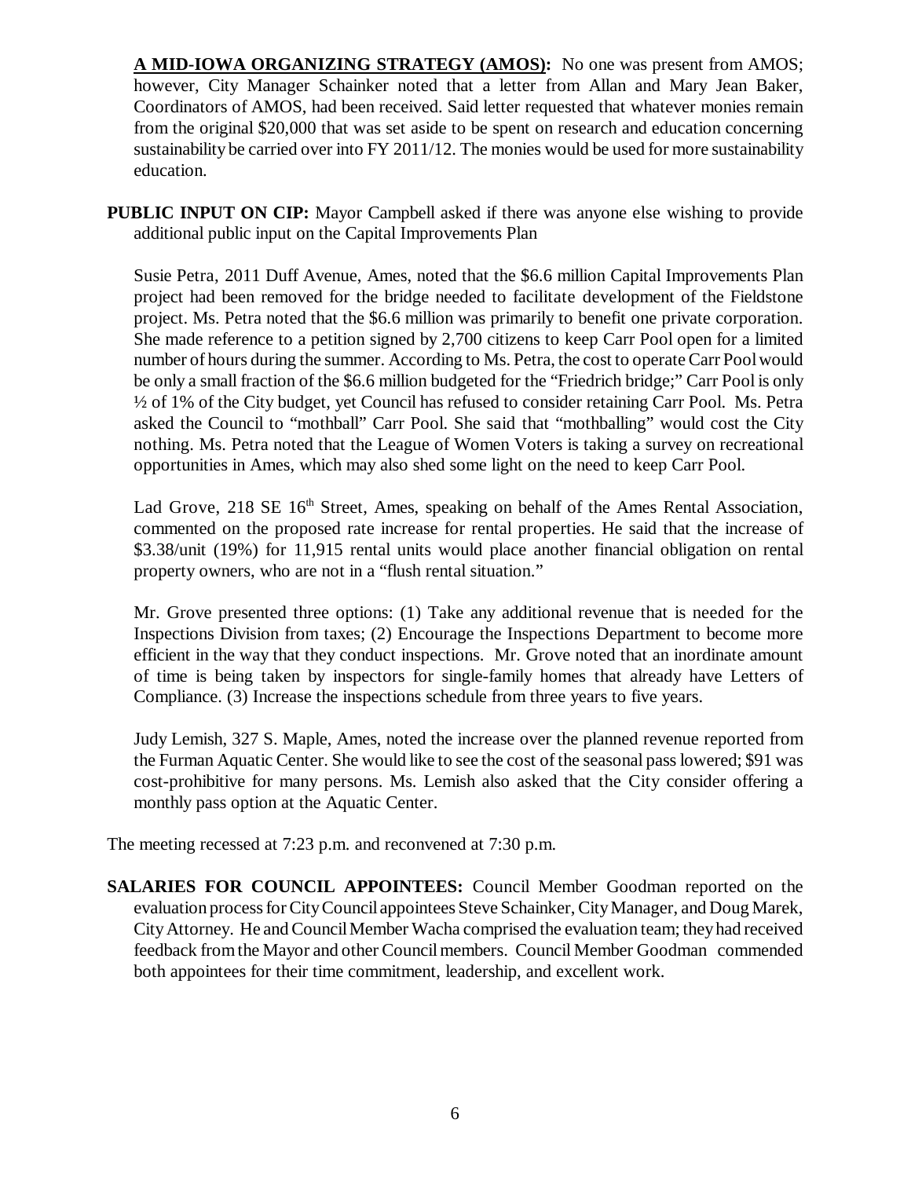**A MID-IOWA ORGANIZING STRATEGY (AMOS):** No one was present from AMOS; however, City Manager Schainker noted that a letter from Allan and Mary Jean Baker, Coordinators of AMOS, had been received. Said letter requested that whatever monies remain from the original $20,000 that was set aside to be spent on research and education concerning sustainability be carried over into FY 2011/12. The monies would be used for more sustainability education.

**PUBLIC INPUT ON CIP:** Mayor Campbell asked if there was anyone else wishing to provide additional public input on the Capital Improvements Plan

Susie Petra, 2011 Duff Avenue, Ames, noted that the $6.6 million Capital Improvements Plan project had been removed for the bridge needed to facilitate development of the Fieldstone project. Ms. Petra noted that the $6.6 million was primarily to benefit one private corporation. She made reference to a petition signed by 2,700 citizens to keep Carr Pool open for a limited number of hours during the summer. According to Ms. Petra, the cost to operate Carr Pool would be only a small fraction of the $6.6 million budgeted for the "Friedrich bridge;" Carr Pool is only ½ of 1% of the City budget, yet Council has refused to consider retaining Carr Pool. Ms. Petra asked the Council to "mothball" Carr Pool. She said that "mothballing" would cost the City nothing. Ms. Petra noted that the League of Women Voters is taking a survey on recreational opportunities in Ames, which may also shed some light on the need to keep Carr Pool.

Lad Grove, 218 SE 16th Street, Ames, speaking on behalf of the Ames Rental Association, commented on the proposed rate increase for rental properties. He said that the increase of $3.38/unit (19%) for 11,915 rental units would place another financial obligation on rental property owners, who are not in a "flush rental situation."

Mr. Grove presented three options: (1) Take any additional revenue that is needed for the Inspections Division from taxes; (2) Encourage the Inspections Department to become more efficient in the way that they conduct inspections. Mr. Grove noted that an inordinate amount of time is being taken by inspectors for single-family homes that already have Letters of Compliance. (3) Increase the inspections schedule from three years to five years.

Judy Lemish, 327 S. Maple, Ames, noted the increase over the planned revenue reported from the Furman Aquatic Center. She would like to see the cost of the seasonal pass lowered; $91 was cost-prohibitive for many persons. Ms. Lemish also asked that the City consider offering a monthly pass option at the Aquatic Center.

The meeting recessed at 7:23 p.m. and reconvened at 7:30 p.m.

**SALARIES FOR COUNCIL APPOINTEES:** Council Member Goodman reported on the evaluation process for City Council appointees Steve Schainker, City Manager, and Doug Marek, City Attorney. He and Council Member Wacha comprised the evaluation team; they had received feedback from the Mayor and other Council members. Council Member Goodman commended both appointees for their time commitment, leadership, and excellent work.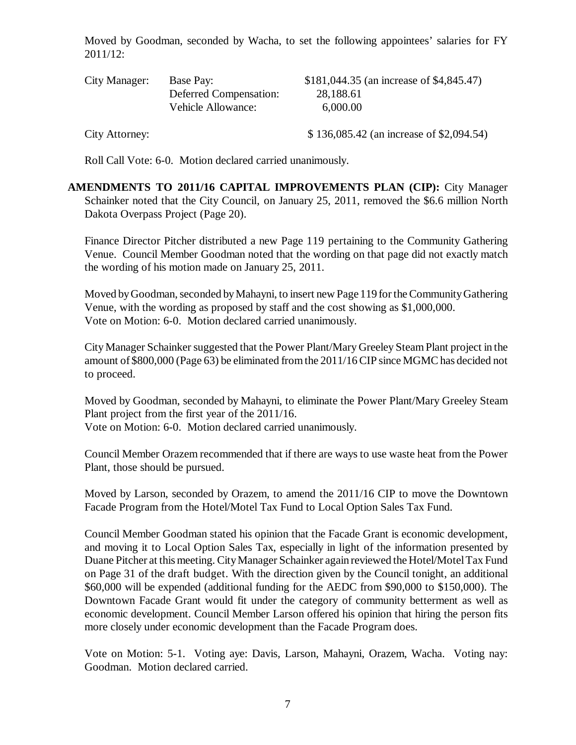Moved by Goodman, seconded by Wacha, to set the following appointees' salaries for FY 2011/12:

| | | |
|---|---|---|
| City Manager: | Base Pay: | $181,044.35 (an increase of $4,845.47) |
| | Deferred Compensation: | 28,188.61 |
| | Vehicle Allowance: | 6,000.00 |
| City Attorney: | | $ 136,085.42 (an increase of $2,094.54) |

Roll Call Vote: 6-0. Motion declared carried unanimously.

**AMENDMENTS TO 2011/16 CAPITAL IMPROVEMENTS PLAN (CIP):** City Manager Schainker noted that the City Council, on January 25, 2011, removed the $6.6 million North Dakota Overpass Project (Page 20).

Finance Director Pitcher distributed a new Page 119 pertaining to the Community Gathering Venue. Council Member Goodman noted that the wording on that page did not exactly match the wording of his motion made on January 25, 2011.

Moved by Goodman, seconded by Mahayni, to insert new Page 119 for the Community Gathering Venue, with the wording as proposed by staff and the cost showing as $1,000,000.
Vote on Motion: 6-0. Motion declared carried unanimously.

City Manager Schainker suggested that the Power Plant/Mary Greeley Steam Plant project in the amount of $800,000 (Page 63) be eliminated from the 2011/16 CIP since MGMC has decided not to proceed.

Moved by Goodman, seconded by Mahayni, to eliminate the Power Plant/Mary Greeley Steam Plant project from the first year of the 2011/16.
Vote on Motion: 6-0. Motion declared carried unanimously.

Council Member Orazem recommended that if there are ways to use waste heat from the Power Plant, those should be pursued.

Moved by Larson, seconded by Orazem, to amend the 2011/16 CIP to move the Downtown Facade Program from the Hotel/Motel Tax Fund to Local Option Sales Tax Fund.

Council Member Goodman stated his opinion that the Facade Grant is economic development, and moving it to Local Option Sales Tax, especially in light of the information presented by Duane Pitcher at this meeting. City Manager Schainker again reviewed the Hotel/Motel Tax Fund on Page 31 of the draft budget. With the direction given by the Council tonight, an additional $60,000 will be expended (additional funding for the AEDC from $90,000 to $150,000). The Downtown Facade Grant would fit under the category of community betterment as well as economic development. Council Member Larson offered his opinion that hiring the person fits more closely under economic development than the Facade Program does.

Vote on Motion: 5-1. Voting aye: Davis, Larson, Mahayni, Orazem, Wacha. Voting nay: Goodman. Motion declared carried.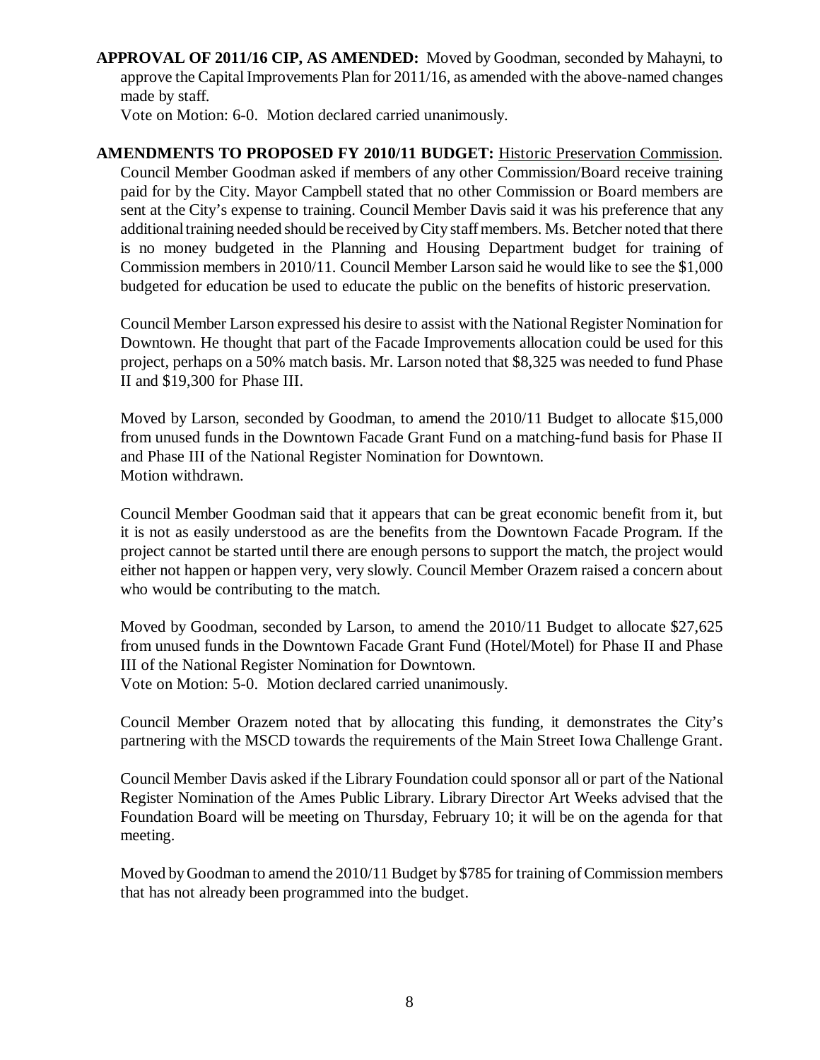**APPROVAL OF 2011/16 CIP, AS AMENDED:** Moved by Goodman, seconded by Mahayni, to approve the Capital Improvements Plan for 2011/16, as amended with the above-named changes made by staff.

Vote on Motion: 6-0. Motion declared carried unanimously.

**AMENDMENTS TO PROPOSED FY 2010/11 BUDGET:** Historic Preservation Commission. Council Member Goodman asked if members of any other Commission/Board receive training paid for by the City. Mayor Campbell stated that no other Commission or Board members are sent at the City's expense to training. Council Member Davis said it was his preference that any additional training needed should be received by City staff members. Ms. Betcher noted that there is no money budgeted in the Planning and Housing Department budget for training of Commission members in 2010/11. Council Member Larson said he would like to see the $1,000 budgeted for education be used to educate the public on the benefits of historic preservation.

Council Member Larson expressed his desire to assist with the National Register Nomination for Downtown. He thought that part of the Facade Improvements allocation could be used for this project, perhaps on a 50% match basis. Mr. Larson noted that $8,325 was needed to fund Phase II and $19,300 for Phase III.

Moved by Larson, seconded by Goodman, to amend the 2010/11 Budget to allocate $15,000 from unused funds in the Downtown Facade Grant Fund on a matching-fund basis for Phase II and Phase III of the National Register Nomination for Downtown.

Motion withdrawn.

Council Member Goodman said that it appears that can be great economic benefit from it, but it is not as easily understood as are the benefits from the Downtown Facade Program. If the project cannot be started until there are enough persons to support the match, the project would either not happen or happen very, very slowly. Council Member Orazem raised a concern about who would be contributing to the match.

Moved by Goodman, seconded by Larson, to amend the 2010/11 Budget to allocate $27,625 from unused funds in the Downtown Facade Grant Fund (Hotel/Motel) for Phase II and Phase III of the National Register Nomination for Downtown.

Vote on Motion: 5-0. Motion declared carried unanimously.

Council Member Orazem noted that by allocating this funding, it demonstrates the City's partnering with the MSCD towards the requirements of the Main Street Iowa Challenge Grant.

Council Member Davis asked if the Library Foundation could sponsor all or part of the National Register Nomination of the Ames Public Library. Library Director Art Weeks advised that the Foundation Board will be meeting on Thursday, February 10; it will be on the agenda for that meeting.

Moved by Goodman to amend the 2010/11 Budget by $785 for training of Commission members that has not already been programmed into the budget.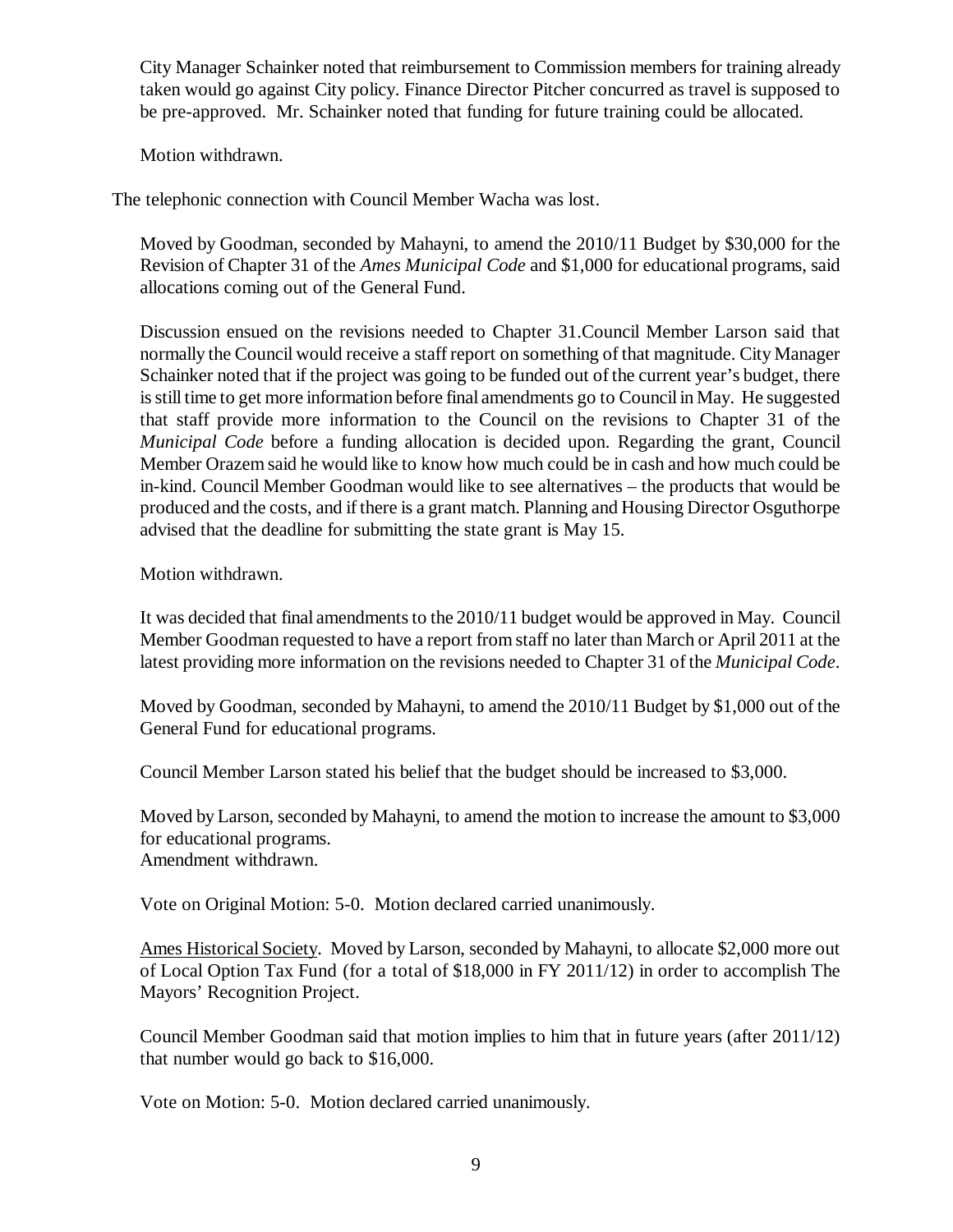City Manager Schainker noted that reimbursement to Commission members for training already taken would go against City policy. Finance Director Pitcher concurred as travel is supposed to be pre-approved. Mr. Schainker noted that funding for future training could be allocated.

Motion withdrawn.

The telephonic connection with Council Member Wacha was lost.

Moved by Goodman, seconded by Mahayni, to amend the 2010/11 Budget by $30,000 for the Revision of Chapter 31 of the *Ames Municipal Code* and $1,000 for educational programs, said allocations coming out of the General Fund.

Discussion ensued on the revisions needed to Chapter 31.Council Member Larson said that normally the Council would receive a staff report on something of that magnitude. City Manager Schainker noted that if the project was going to be funded out of the current year's budget, there is still time to get more information before final amendments go to Council in May. He suggested that staff provide more information to the Council on the revisions to Chapter 31 of the *Municipal Code* before a funding allocation is decided upon. Regarding the grant, Council Member Orazem said he would like to know how much could be in cash and how much could be in-kind. Council Member Goodman would like to see alternatives – the products that would be produced and the costs, and if there is a grant match. Planning and Housing Director Osguthorpe advised that the deadline for submitting the state grant is May 15.

Motion withdrawn.

It was decided that final amendments to the 2010/11 budget would be approved in May. Council Member Goodman requested to have a report from staff no later than March or April 2011 at the latest providing more information on the revisions needed to Chapter 31 of the *Municipal Code*.

Moved by Goodman, seconded by Mahayni, to amend the 2010/11 Budget by $1,000 out of the General Fund for educational programs.

Council Member Larson stated his belief that the budget should be increased to $3,000.

Moved by Larson, seconded by Mahayni, to amend the motion to increase the amount to $3,000 for educational programs.
Amendment withdrawn.

Vote on Original Motion: 5-0. Motion declared carried unanimously.

Ames Historical Society. Moved by Larson, seconded by Mahayni, to allocate $2,000 more out of Local Option Tax Fund (for a total of $18,000 in FY 2011/12) in order to accomplish The Mayors' Recognition Project.

Council Member Goodman said that motion implies to him that in future years (after 2011/12) that number would go back to $16,000.

Vote on Motion: 5-0. Motion declared carried unanimously.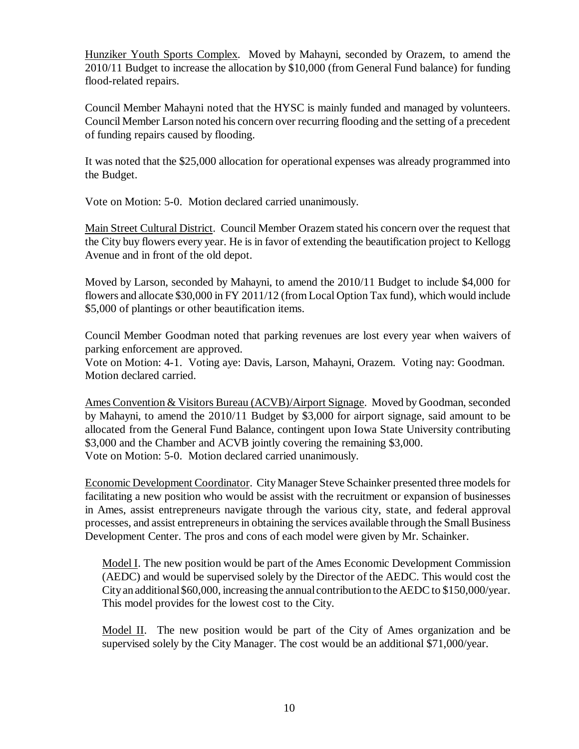Hunziker Youth Sports Complex. Moved by Mahayni, seconded by Orazem, to amend the 2010/11 Budget to increase the allocation by $10,000 (from General Fund balance) for funding flood-related repairs.

Council Member Mahayni noted that the HYSC is mainly funded and managed by volunteers. Council Member Larson noted his concern over recurring flooding and the setting of a precedent of funding repairs caused by flooding.

It was noted that the $25,000 allocation for operational expenses was already programmed into the Budget.

Vote on Motion: 5-0. Motion declared carried unanimously.

Main Street Cultural District. Council Member Orazem stated his concern over the request that the City buy flowers every year. He is in favor of extending the beautification project to Kellogg Avenue and in front of the old depot.

Moved by Larson, seconded by Mahayni, to amend the 2010/11 Budget to include $4,000 for flowers and allocate $30,000 in FY 2011/12 (from Local Option Tax fund), which would include $5,000 of plantings or other beautification items.

Council Member Goodman noted that parking revenues are lost every year when waivers of parking enforcement are approved.
Vote on Motion: 4-1. Voting aye: Davis, Larson, Mahayni, Orazem. Voting nay: Goodman. Motion declared carried.

Ames Convention & Visitors Bureau (ACVB)/Airport Signage. Moved by Goodman, seconded by Mahayni, to amend the 2010/11 Budget by $3,000 for airport signage, said amount to be allocated from the General Fund Balance, contingent upon Iowa State University contributing $3,000 and the Chamber and ACVB jointly covering the remaining $3,000.
Vote on Motion: 5-0. Motion declared carried unanimously.

Economic Development Coordinator. City Manager Steve Schainker presented three models for facilitating a new position who would be assist with the recruitment or expansion of businesses in Ames, assist entrepreneurs navigate through the various city, state, and federal approval processes, and assist entrepreneurs in obtaining the services available through the Small Business Development Center. The pros and cons of each model were given by Mr. Schainker.

Model I. The new position would be part of the Ames Economic Development Commission (AEDC) and would be supervised solely by the Director of the AEDC. This would cost the City an additional $60,000, increasing the annual contribution to the AEDC to $150,000/year. This model provides for the lowest cost to the City.

Model II. The new position would be part of the City of Ames organization and be supervised solely by the City Manager. The cost would be an additional $71,000/year.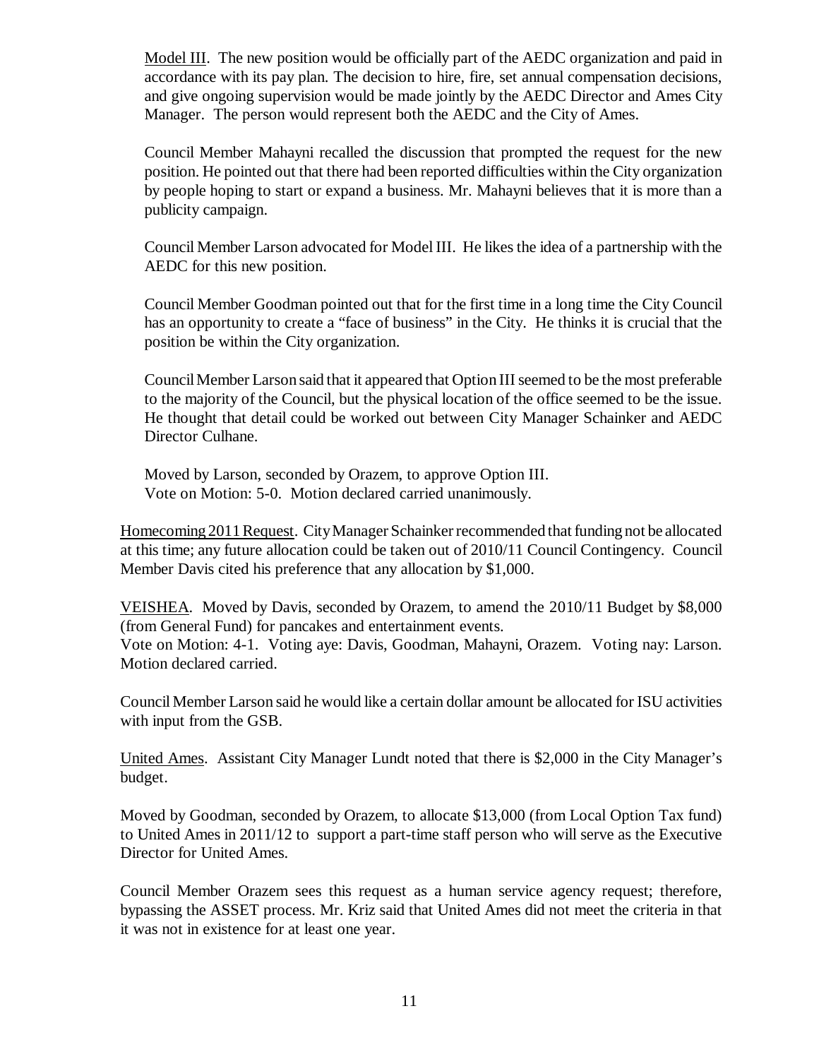Model III. The new position would be officially part of the AEDC organization and paid in accordance with its pay plan. The decision to hire, fire, set annual compensation decisions, and give ongoing supervision would be made jointly by the AEDC Director and Ames City Manager. The person would represent both the AEDC and the City of Ames.

Council Member Mahayni recalled the discussion that prompted the request for the new position. He pointed out that there had been reported difficulties within the City organization by people hoping to start or expand a business. Mr. Mahayni believes that it is more than a publicity campaign.

Council Member Larson advocated for Model III. He likes the idea of a partnership with the AEDC for this new position.

Council Member Goodman pointed out that for the first time in a long time the City Council has an opportunity to create a "face of business" in the City. He thinks it is crucial that the position be within the City organization.

Council Member Larson said that it appeared that Option III seemed to be the most preferable to the majority of the Council, but the physical location of the office seemed to be the issue. He thought that detail could be worked out between City Manager Schainker and AEDC Director Culhane.

Moved by Larson, seconded by Orazem, to approve Option III.
Vote on Motion: 5-0. Motion declared carried unanimously.

Homecoming 2011 Request. City Manager Schainker recommended that funding not be allocated at this time; any future allocation could be taken out of 2010/11 Council Contingency. Council Member Davis cited his preference that any allocation by $1,000.

VEISHEA. Moved by Davis, seconded by Orazem, to amend the 2010/11 Budget by $8,000 (from General Fund) for pancakes and entertainment events.
Vote on Motion: 4-1. Voting aye: Davis, Goodman, Mahayni, Orazem. Voting nay: Larson. Motion declared carried.

Council Member Larson said he would like a certain dollar amount be allocated for ISU activities with input from the GSB.

United Ames. Assistant City Manager Lundt noted that there is $2,000 in the City Manager's budget.

Moved by Goodman, seconded by Orazem, to allocate $13,000 (from Local Option Tax fund) to United Ames in 2011/12 to support a part-time staff person who will serve as the Executive Director for United Ames.

Council Member Orazem sees this request as a human service agency request; therefore, bypassing the ASSET process. Mr. Kriz said that United Ames did not meet the criteria in that it was not in existence for at least one year.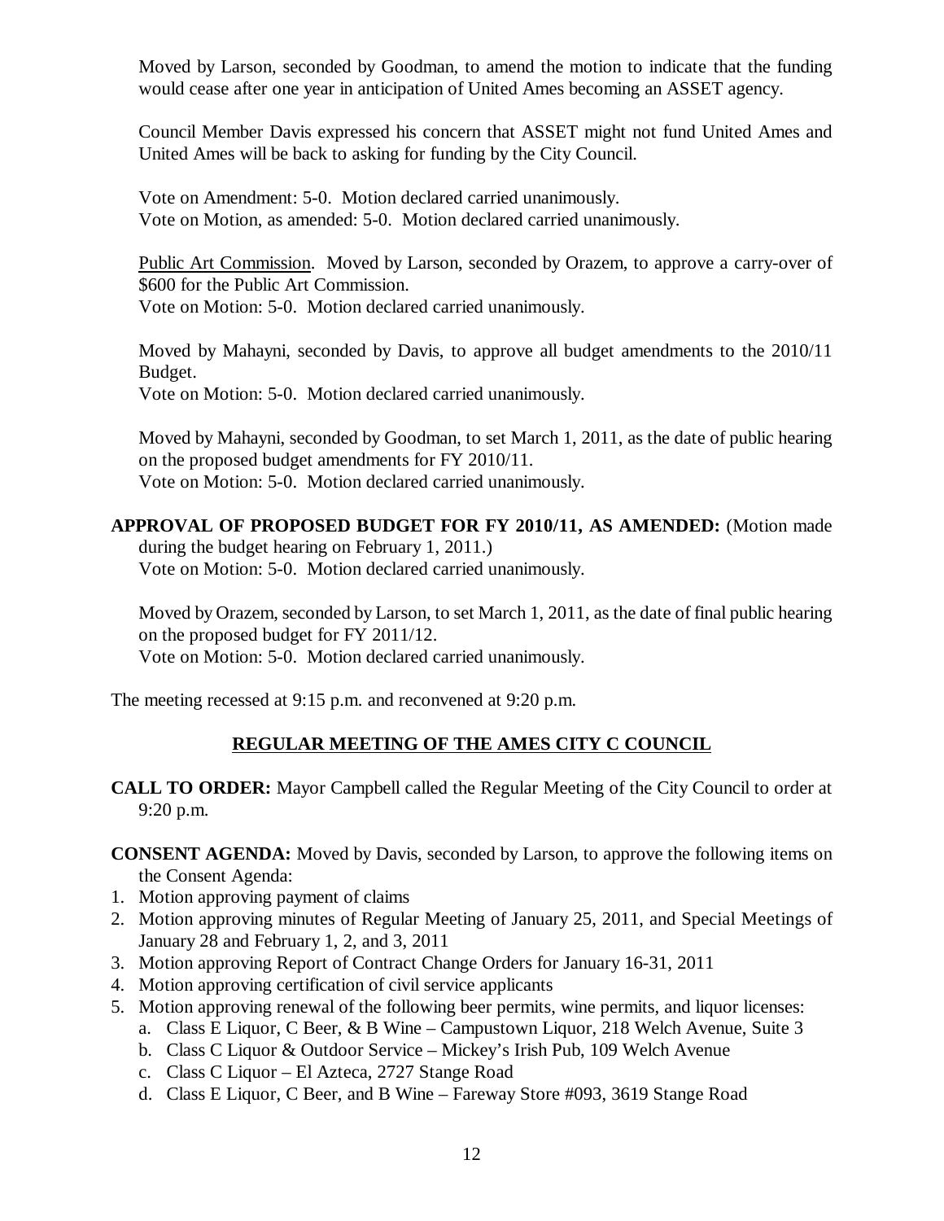Moved by Larson, seconded by Goodman, to amend the motion to indicate that the funding would cease after one year in anticipation of United Ames becoming an ASSET agency.

Council Member Davis expressed his concern that ASSET might not fund United Ames and United Ames will be back to asking for funding by the City Council.

Vote on Amendment: 5-0. Motion declared carried unanimously.
Vote on Motion, as amended: 5-0. Motion declared carried unanimously.

Public Art Commission. Moved by Larson, seconded by Orazem, to approve a carry-over of $600 for the Public Art Commission.
Vote on Motion: 5-0. Motion declared carried unanimously.

Moved by Mahayni, seconded by Davis, to approve all budget amendments to the 2010/11 Budget.
Vote on Motion: 5-0. Motion declared carried unanimously.

Moved by Mahayni, seconded by Goodman, to set March 1, 2011, as the date of public hearing on the proposed budget amendments for FY 2010/11.
Vote on Motion: 5-0. Motion declared carried unanimously.

**APPROVAL OF PROPOSED BUDGET FOR FY 2010/11, AS AMENDED:** (Motion made during the budget hearing on February 1, 2011.)
Vote on Motion: 5-0. Motion declared carried unanimously.

Moved by Orazem, seconded by Larson, to set March 1, 2011, as the date of final public hearing on the proposed budget for FY 2011/12.
Vote on Motion: 5-0. Motion declared carried unanimously.

The meeting recessed at 9:15 p.m. and reconvened at 9:20 p.m.

## REGULAR MEETING OF THE AMES CITY C COUNCIL

**CALL TO ORDER:** Mayor Campbell called the Regular Meeting of the City Council to order at 9:20 p.m.

**CONSENT AGENDA:** Moved by Davis, seconded by Larson, to approve the following items on the Consent Agenda:

1. Motion approving payment of claims
2. Motion approving minutes of Regular Meeting of January 25, 2011, and Special Meetings of January 28 and February 1, 2, and 3, 2011
3. Motion approving Report of Contract Change Orders for January 16-31, 2011
4. Motion approving certification of civil service applicants
5. Motion approving renewal of the following beer permits, wine permits, and liquor licenses:
   a. Class E Liquor, C Beer, & B Wine – Campustown Liquor, 218 Welch Avenue, Suite 3
   b. Class C Liquor & Outdoor Service – Mickey's Irish Pub, 109 Welch Avenue
   c. Class C Liquor – El Azteca, 2727 Stange Road
   d. Class E Liquor, C Beer, and B Wine – Fareway Store #093, 3619 Stange Road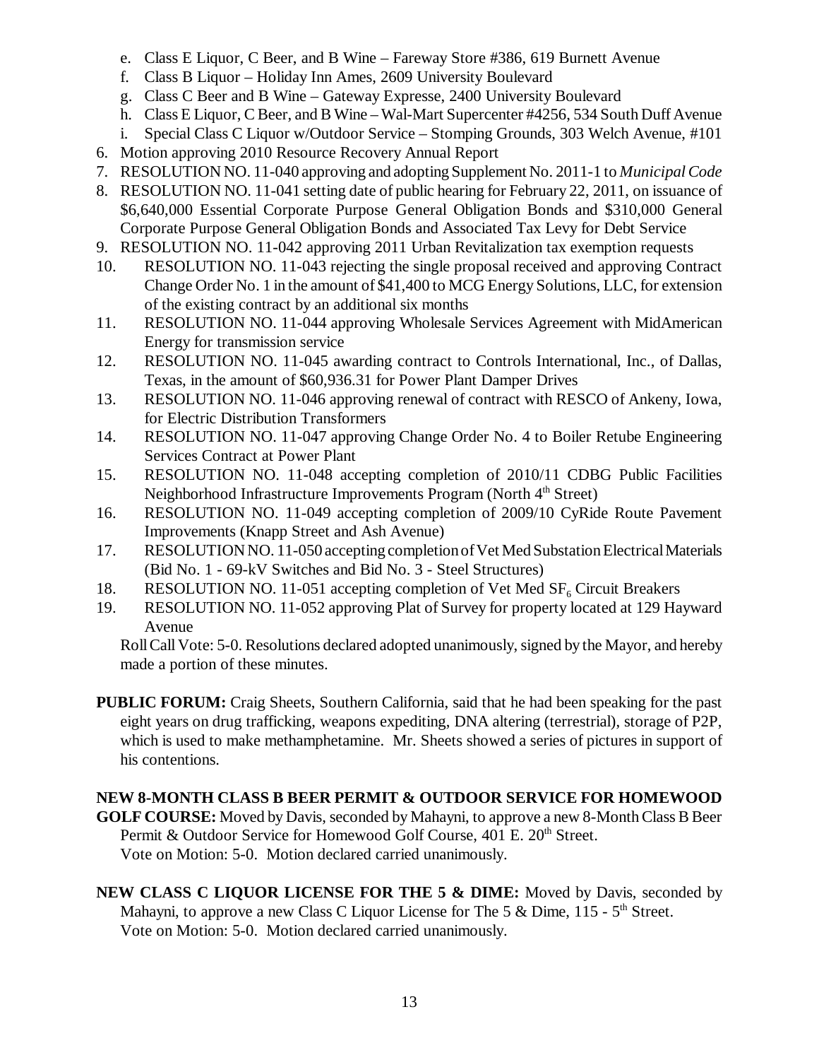e. Class E Liquor, C Beer, and B Wine – Fareway Store #386, 619 Burnett Avenue
f. Class B Liquor – Holiday Inn Ames, 2609 University Boulevard
g. Class C Beer and B Wine – Gateway Expresse, 2400 University Boulevard
h. Class E Liquor, C Beer, and B Wine – Wal-Mart Supercenter #4256, 534 South Duff Avenue
i. Special Class C Liquor w/Outdoor Service – Stomping Grounds, 303 Welch Avenue, #101

6. Motion approving 2010 Resource Recovery Annual Report
7. RESOLUTION NO. 11-040 approving and adopting Supplement No. 2011-1 to *Municipal Code*
8. RESOLUTION NO. 11-041 setting date of public hearing for February 22, 2011, on issuance of $6,640,000 Essential Corporate Purpose General Obligation Bonds and $310,000 General Corporate Purpose General Obligation Bonds and Associated Tax Levy for Debt Service
9. RESOLUTION NO. 11-042 approving 2011 Urban Revitalization tax exemption requests
10. RESOLUTION NO. 11-043 rejecting the single proposal received and approving Contract Change Order No. 1 in the amount of $41,400 to MCG Energy Solutions, LLC, for extension of the existing contract by an additional six months
11. RESOLUTION NO. 11-044 approving Wholesale Services Agreement with MidAmerican Energy for transmission service
12. RESOLUTION NO. 11-045 awarding contract to Controls International, Inc., of Dallas, Texas, in the amount of $60,936.31 for Power Plant Damper Drives
13. RESOLUTION NO. 11-046 approving renewal of contract with RESCO of Ankeny, Iowa, for Electric Distribution Transformers
14. RESOLUTION NO. 11-047 approving Change Order No. 4 to Boiler Retube Engineering Services Contract at Power Plant
15. RESOLUTION NO. 11-048 accepting completion of 2010/11 CDBG Public Facilities Neighborhood Infrastructure Improvements Program (North 4th Street)
16. RESOLUTION NO. 11-049 accepting completion of 2009/10 CyRide Route Pavement Improvements (Knapp Street and Ash Avenue)
17. RESOLUTION NO. 11-050 accepting completion of Vet Med Substation Electrical Materials (Bid No. 1 - 69-kV Switches and Bid No. 3 - Steel Structures)
18. RESOLUTION NO. 11-051 accepting completion of Vet Med $SF_6$ Circuit Breakers
19. RESOLUTION NO. 11-052 approving Plat of Survey for property located at 129 Hayward Avenue

Roll Call Vote: 5-0. Resolutions declared adopted unanimously, signed by the Mayor, and hereby made a portion of these minutes.

**PUBLIC FORUM:** Craig Sheets, Southern California, said that he had been speaking for the past eight years on drug trafficking, weapons expediting, DNA altering (terrestrial), storage of P2P, which is used to make methamphetamine. Mr. Sheets showed a series of pictures in support of his contentions.

**NEW 8-MONTH CLASS B BEER PERMIT & OUTDOOR SERVICE FOR HOMEWOOD GOLF COURSE:** Moved by Davis, seconded by Mahayni, to approve a new 8-Month Class B Beer Permit & Outdoor Service for Homewood Golf Course, 401 E. 20th Street.
Vote on Motion: 5-0. Motion declared carried unanimously.

**NEW CLASS C LIQUOR LICENSE FOR THE 5 & DIME:** Moved by Davis, seconded by Mahayni, to approve a new Class C Liquor License for The 5 & Dime, 115 - 5th Street.
Vote on Motion: 5-0. Motion declared carried unanimously.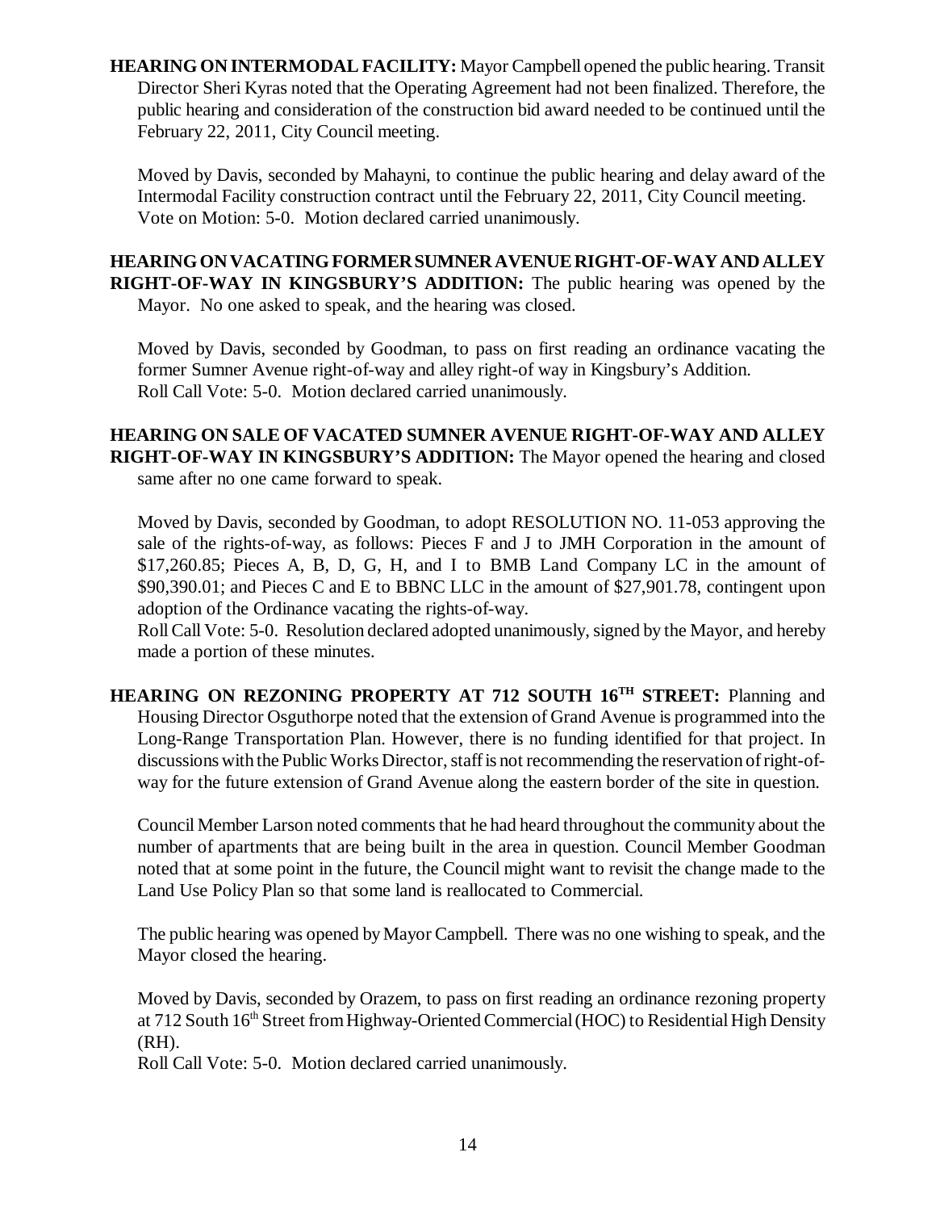**HEARING ON INTERMODAL FACILITY:** Mayor Campbell opened the public hearing. Transit Director Sheri Kyras noted that the Operating Agreement had not been finalized. Therefore, the public hearing and consideration of the construction bid award needed to be continued until the February 22, 2011, City Council meeting.

Moved by Davis, seconded by Mahayni, to continue the public hearing and delay award of the Intermodal Facility construction contract until the February 22, 2011, City Council meeting.
Vote on Motion: 5-0. Motion declared carried unanimously.

**HEARING ON VACATING FORMER SUMNER AVENUE RIGHT-OF-WAY AND ALLEY RIGHT-OF-WAY IN KINGSBURY'S ADDITION:** The public hearing was opened by the Mayor. No one asked to speak, and the hearing was closed.

Moved by Davis, seconded by Goodman, to pass on first reading an ordinance vacating the former Sumner Avenue right-of-way and alley right-of way in Kingsbury's Addition.
Roll Call Vote: 5-0. Motion declared carried unanimously.

**HEARING ON SALE OF VACATED SUMNER AVENUE RIGHT-OF-WAY AND ALLEY RIGHT-OF-WAY IN KINGSBURY'S ADDITION:** The Mayor opened the hearing and closed same after no one came forward to speak.

Moved by Davis, seconded by Goodman, to adopt RESOLUTION NO. 11-053 approving the sale of the rights-of-way, as follows: Pieces F and J to JMH Corporation in the amount of $17,260.85; Pieces A, B, D, G, H, and I to BMB Land Company LC in the amount of $90,390.01; and Pieces C and E to BBNC LLC in the amount of $27,901.78, contingent upon adoption of the Ordinance vacating the rights-of-way.
Roll Call Vote: 5-0. Resolution declared adopted unanimously, signed by the Mayor, and hereby made a portion of these minutes.

**HEARING ON REZONING PROPERTY AT 712 SOUTH 16TH STREET:** Planning and Housing Director Osguthorpe noted that the extension of Grand Avenue is programmed into the Long-Range Transportation Plan. However, there is no funding identified for that project. In discussions with the Public Works Director, staff is not recommending the reservation of right-of-way for the future extension of Grand Avenue along the eastern border of the site in question.

Council Member Larson noted comments that he had heard throughout the community about the number of apartments that are being built in the area in question. Council Member Goodman noted that at some point in the future, the Council might want to revisit the change made to the Land Use Policy Plan so that some land is reallocated to Commercial.

The public hearing was opened by Mayor Campbell. There was no one wishing to speak, and the Mayor closed the hearing.

Moved by Davis, seconded by Orazem, to pass on first reading an ordinance rezoning property at 712 South 16th Street from Highway-Oriented Commercial (HOC) to Residential High Density (RH).
Roll Call Vote: 5-0. Motion declared carried unanimously.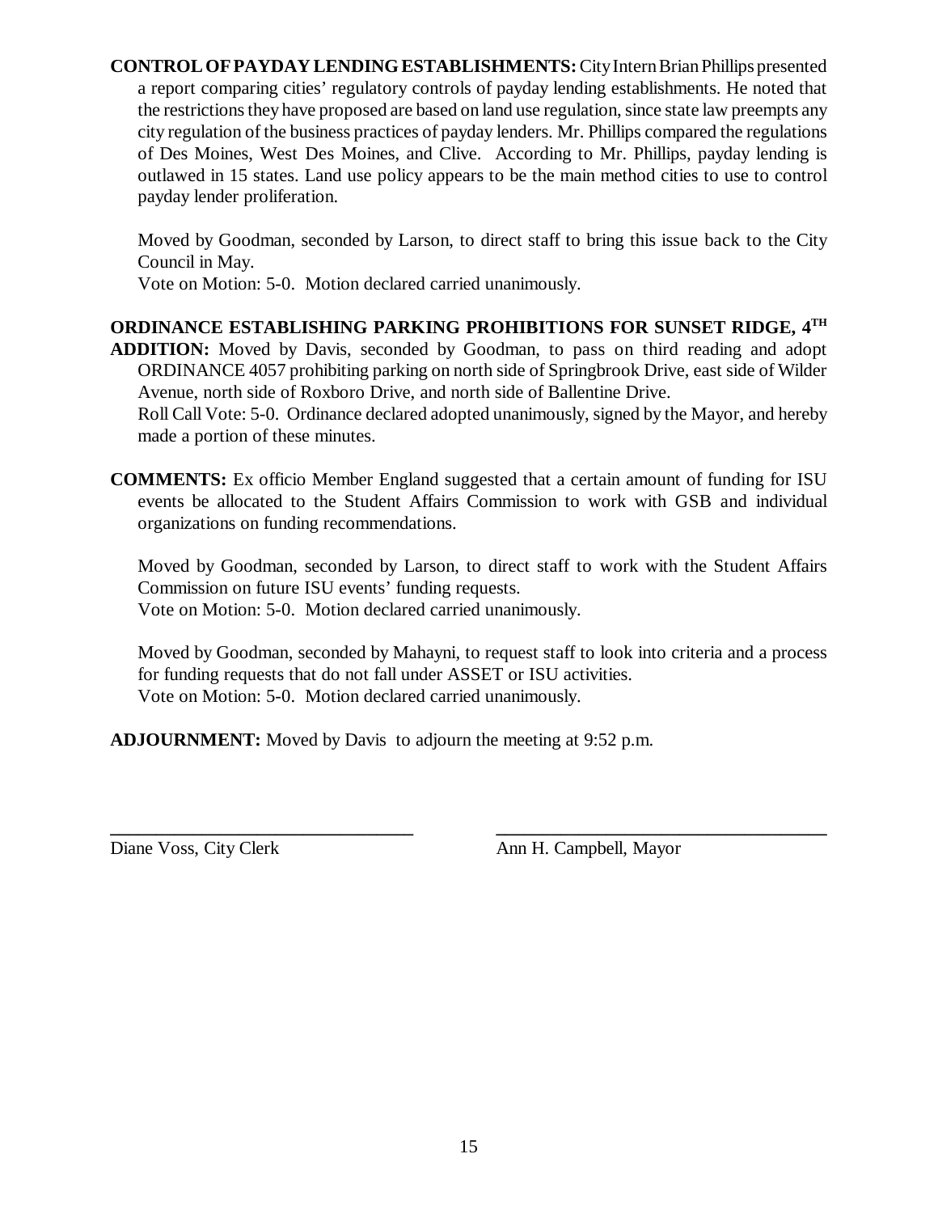**CONTROL OF PAYDAY LENDING ESTABLISHMENTS:** City Intern Brian Phillips presented a report comparing cities' regulatory controls of payday lending establishments. He noted that the restrictions they have proposed are based on land use regulation, since state law preempts any city regulation of the business practices of payday lenders. Mr. Phillips compared the regulations of Des Moines, West Des Moines, and Clive. According to Mr. Phillips, payday lending is outlawed in 15 states. Land use policy appears to be the main method cities to use to control payday lender proliferation.

Moved by Goodman, seconded by Larson, to direct staff to bring this issue back to the City Council in May.
Vote on Motion: 5-0. Motion declared carried unanimously.

**ORDINANCE ESTABLISHING PARKING PROHIBITIONS FOR SUNSET RIDGE, 4TH ADDITION:** Moved by Davis, seconded by Goodman, to pass on third reading and adopt ORDINANCE 4057 prohibiting parking on north side of Springbrook Drive, east side of Wilder Avenue, north side of Roxboro Drive, and north side of Ballentine Drive.
Roll Call Vote: 5-0. Ordinance declared adopted unanimously, signed by the Mayor, and hereby made a portion of these minutes.

**COMMENTS:** Ex officio Member England suggested that a certain amount of funding for ISU events be allocated to the Student Affairs Commission to work with GSB and individual organizations on funding recommendations.

Moved by Goodman, seconded by Larson, to direct staff to work with the Student Affairs Commission on future ISU events' funding requests.
Vote on Motion: 5-0. Motion declared carried unanimously.

Moved by Goodman, seconded by Mahayni, to request staff to look into criteria and a process for funding requests that do not fall under ASSET or ISU activities.
Vote on Motion: 5-0. Motion declared carried unanimously.

**ADJOURNMENT:** Moved by Davis to adjourn the meeting at 9:52 p.m.

\_\_\_\_\_\_\_\_\_\_\_\_\_\_\_\_\_\_\_\_\_\_\_\_\_\_\_\_\_\_\_\_
Diane Voss, City Clerk

\_\_\_\_\_\_\_\_\_\_\_\_\_\_\_\_\_\_\_\_\_\_\_\_\_\_\_\_\_\_\_\_
Ann H. Campbell, Mayor